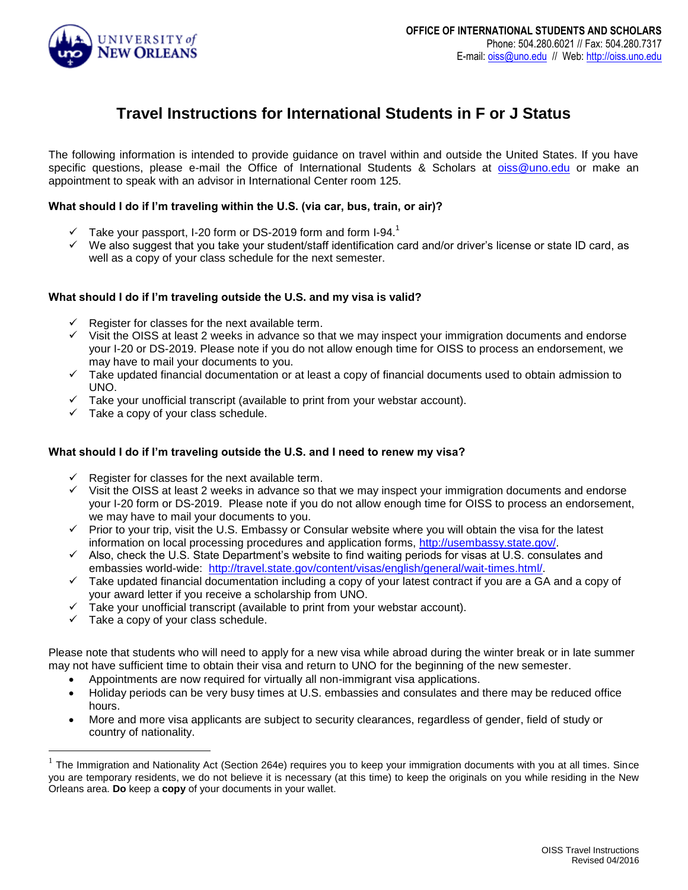**OFFICE OF INTERNATIONAL STUDENTS AND SCHOLARS**
Phone: 504.280.6021 // Fax: 504.280.7317
E-mail: oiss@uno.edu // Web: http://oiss.uno.edu

# Travel Instructions for International Students in F or J Status

The following information is intended to provide guidance on travel within and outside the United States. If you have specific questions, please e-mail the Office of International Students & Scholars at oiss@uno.edu or make an appointment to speak with an advisor in International Center room 125.

### What should I do if I'm traveling within the U.S. (via car, bus, train, or air)?

- ✓ Take your passport, I-20 form or DS-2019 form and form I-94.[1]
- ✓ We also suggest that you take your student/staff identification card and/or driver's license or state ID card, as well as a copy of your class schedule for the next semester.

### What should I do if I'm traveling outside the U.S. and my visa is valid?

- ✓ Register for classes for the next available term.
- ✓ Visit the OISS at least 2 weeks in advance so that we may inspect your immigration documents and endorse your I-20 or DS-2019. Please note if you do not allow enough time for OISS to process an endorsement, we may have to mail your documents to you.
- ✓ Take updated financial documentation or at least a copy of financial documents used to obtain admission to UNO.
- ✓ Take your unofficial transcript (available to print from your webstar account).
- ✓ Take a copy of your class schedule.

### What should I do if I'm traveling outside the U.S. and I need to renew my visa?

- ✓ Register for classes for the next available term.
- ✓ Visit the OISS at least 2 weeks in advance so that we may inspect your immigration documents and endorse your I-20 form or DS-2019. Please note if you do not allow enough time for OISS to process an endorsement, we may have to mail your documents to you.
- ✓ Prior to your trip, visit the U.S. Embassy or Consular website where you will obtain the visa for the latest information on local processing procedures and application forms, http://usembassy.state.gov/.
- ✓ Also, check the U.S. State Department's website to find waiting periods for visas at U.S. consulates and embassies world-wide: http://travel.state.gov/content/visas/english/general/wait-times.html/.
- ✓ Take updated financial documentation including a copy of your latest contract if you are a GA and a copy of your award letter if you receive a scholarship from UNO.
- ✓ Take your unofficial transcript (available to print from your webstar account).
- ✓ Take a copy of your class schedule.

Please note that students who will need to apply for a new visa while abroad during the winter break or in late summer may not have sufficient time to obtain their visa and return to UNO for the beginning of the new semester.

- Appointments are now required for virtually all non-immigrant visa applications.
- Holiday periods can be very busy times at U.S. embassies and consulates and there may be reduced office hours.
- More and more visa applicants are subject to security clearances, regardless of gender, field of study or country of nationality.

---

[1] The Immigration and Nationality Act (Section 264e) requires you to keep your immigration documents with you at all times. Since you are temporary residents, we do not believe it is necessary (at this time) to keep the originals on you while residing in the New Orleans area. **Do** keep a **copy** of your documents in your wallet.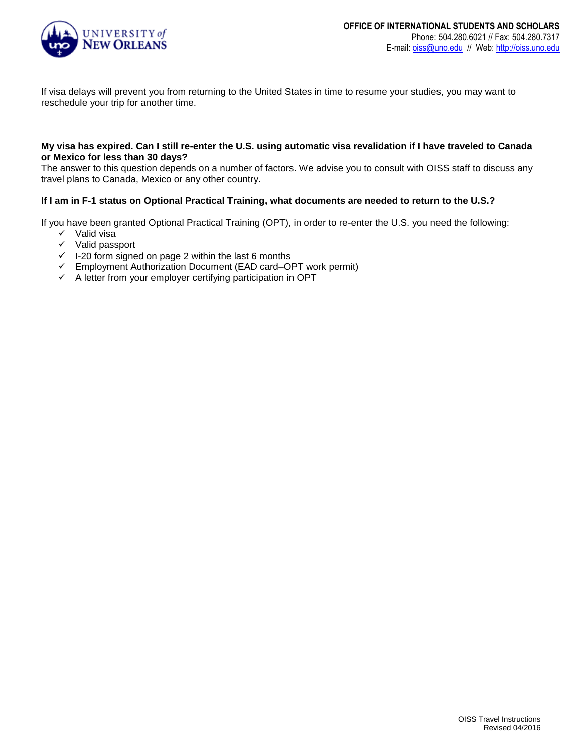If visa delays will prevent you from returning to the United States in time to resume your studies, you may want to reschedule your trip for another time.

**My visa has expired. Can I still re-enter the U.S. using automatic visa revalidation if I have traveled to Canada or Mexico for less than 30 days?**

The answer to this question depends on a number of factors. We advise you to consult with OISS staff to discuss any travel plans to Canada, Mexico or any other country.

**If I am in F-1 status on Optional Practical Training, what documents are needed to return to the U.S.?**

If you have been granted Optional Practical Training (OPT), in order to re-enter the U.S. you need the following:

- ✓ Valid visa
- ✓ Valid passport
- ✓ I-20 form signed on page 2 within the last 6 months
- ✓ Employment Authorization Document (EAD card–OPT work permit)
- ✓ A letter from your employer certifying participation in OPT

OISS Travel Instructions
Revised 04/2016